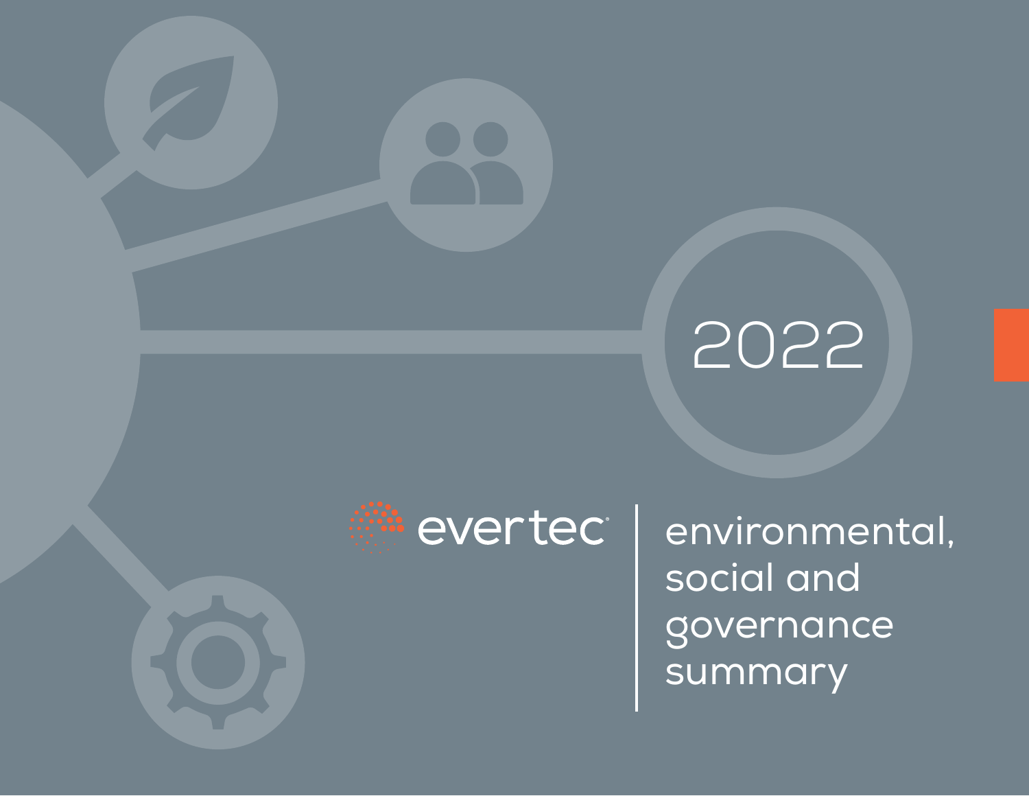# 2022

evertec

# environmental, social and governance summary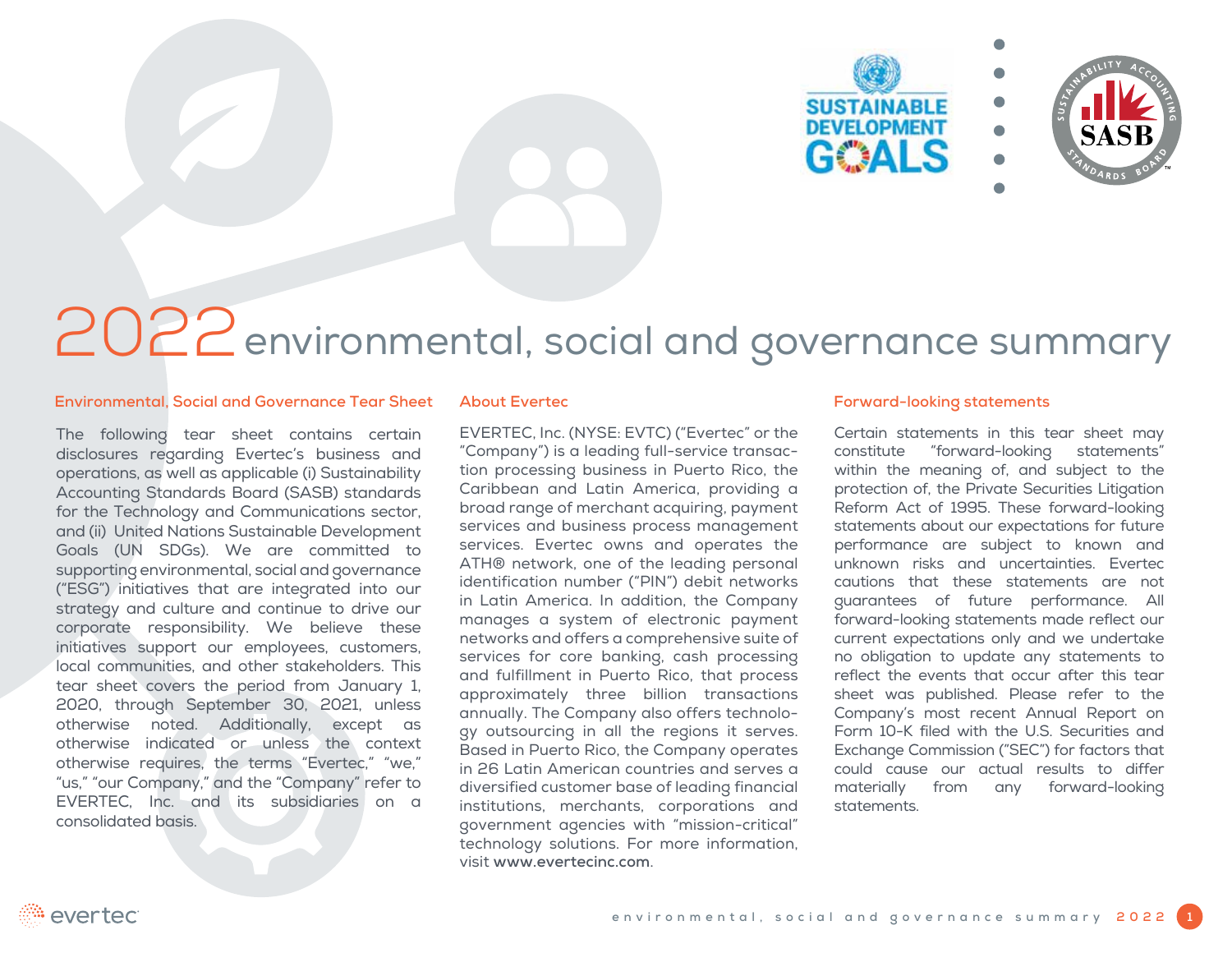# 2022 environmental, social and governance summary

## Environmental, Social and Governance Tear Sheet

The following tear sheet contains certain disclosures regarding Evertec's business and operations, as well as applicable (i) Sustainability Accounting Standards Board (SASB) standards for the Technology and Communications sector, and (ii) United Nations Sustainable Development Goals (UN SDGs). We are committed to supporting environmental, social and governance ("ESG") initiatives that are integrated into our strategy and culture and continue to drive our corporate responsibility. We believe these initiatives support our employees, customers, local communities, and other stakeholders. This tear sheet covers the period from January 1, 2020, through September 30, 2021, unless otherwise noted. Additionally, except as otherwise indicated or unless the context otherwise requires, the terms "Evertec," "we," "us," "our Company," and the "Company" refer to EVERTEC, Inc. and its subsidiaries on a consolidated basis.

## About Evertec

EVERTEC, Inc. (NYSE: EVTC) ("Evertec" or the "Company") is a leading full-service transaction processing business in Puerto Rico, the Caribbean and Latin America, providing a broad range of merchant acquiring, payment services and business process management services. Evertec owns and operates the ATH® network, one of the leading personal identification number ("PIN") debit networks in Latin America. In addition, the Company manages a system of electronic payment networks and offers a comprehensive suite of services for core banking, cash processing and fulfillment in Puerto Rico, that process approximately three billion transactions annually. The Company also offers technology outsourcing in all the regions it serves. Based in Puerto Rico, the Company operates in 26 Latin American countries and serves a diversified customer base of leading financial institutions, merchants, corporations and government agencies with "mission-critical" technology solutions. For more information, visit **www.evertecinc.com**.

## Forward-looking statements

Certain statements in this tear sheet may constitute "forward-looking statements" within the meaning of, and subject to the protection of, the Private Securities Litigation Reform Act of 1995. These forward-looking statements about our expectations for future performance are subject to known and unknown risks and uncertainties. Evertec cautions that these statements are not guarantees of future performance. All forward-looking statements made reflect our current expectations only and we undertake no obligation to update any statements to reflect the events that occur after this tear sheet was published. Please refer to the Company's most recent Annual Report on Form 10-K filed with the U.S. Securities and Exchange Commission ("SEC") for factors that could cause our actual results to differ materially from any forward-looking statements.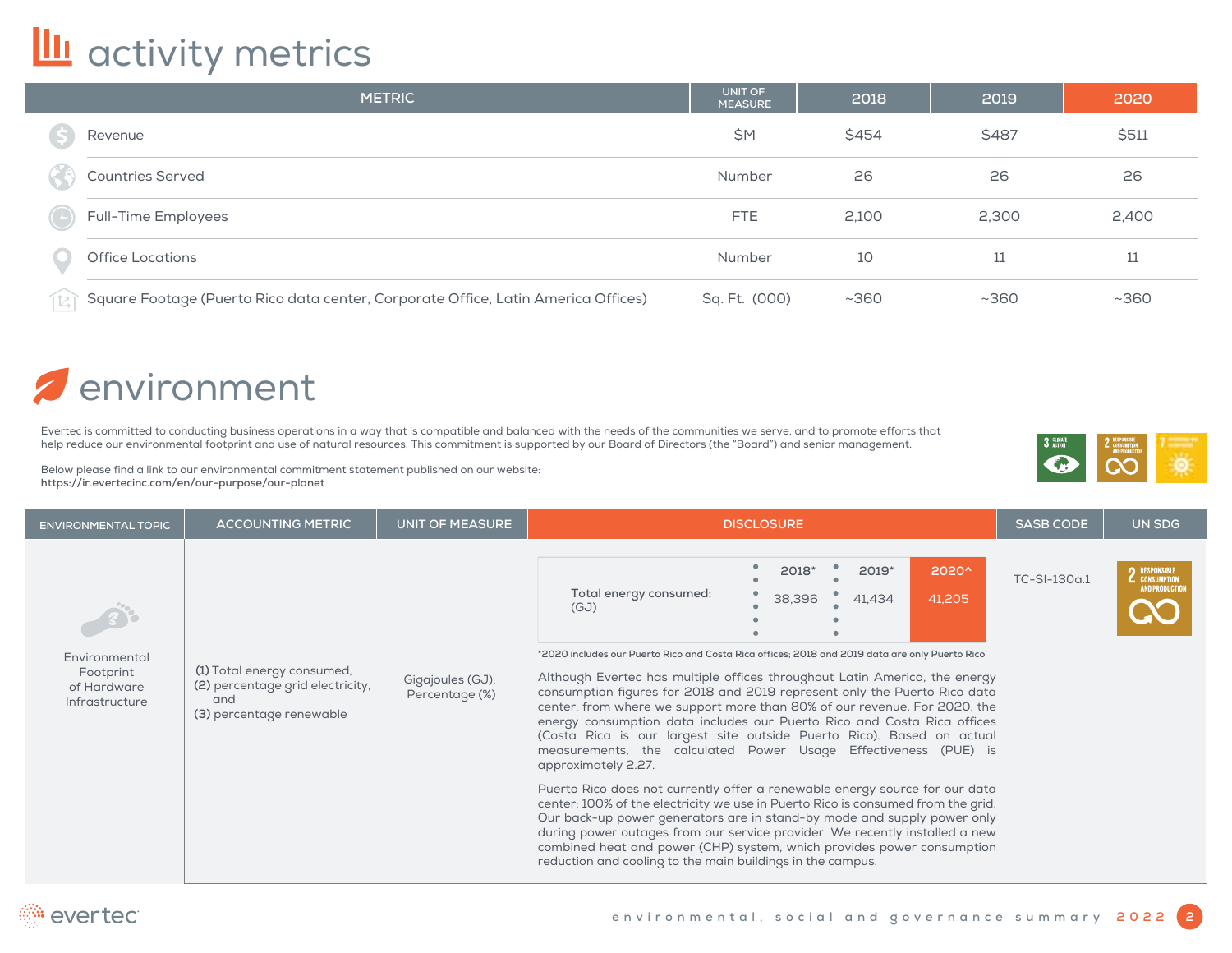# activity metrics

| METRIC | UNIT OF MEASURE | 2018 | 2019 | 2020 |
|---|---|---|---|---|
| Revenue | $M | $454 | $487 | $511 |
| Countries Served | Number | 26 | 26 | 26 |
| Full-Time Employees | FTE | 2,100 | 2,300 | 2,400 |
| Office Locations | Number | 10 | 11 | 11 |
| Square Footage (Puerto Rico data center, Corporate Office, Latin America Offices) | Sq. Ft. (000) | ~360 | ~360 | ~360 |

# environment

Evertec is committed to conducting business operations in a way that is compatible and balanced with the needs of the communities we serve, and to promote efforts that help reduce our environmental footprint and use of natural resources. This commitment is supported by our Board of Directors (the "Board") and senior management.

Below please find a link to our environmental commitment statement published on our website:
**https://ir.evertecinc.com/en/our-purpose/our-planet**

| ENVIRONMENTAL TOPIC | ACCOUNTING METRIC | UNIT OF MEASURE | DISCLOSURE | SASB CODE | UN SDG |
|---|---|---|---|---|---|
| Environmental Footprint of Hardware Infrastructure | **(1)** Total energy consumed, **(2)** percentage grid electricity, and **(3)** percentage renewable | Gigajoules (GJ), Percentage (%) | Total energy consumed: (GJ) — 2018*: 38,396; 2019*: 41,434; 2020^: 41,205<br><br>*2020 includes our Puerto Rico and Costa Rica offices; 2018 and 2019 data are only Puerto Rico<br><br>Although Evertec has multiple offices throughout Latin America, the energy consumption figures for 2018 and 2019 represent only the Puerto Rico data center, from where we support more than 80% of our revenue. For 2020, the energy consumption data includes our Puerto Rico and Costa Rica offices (Costa Rica is our largest site outside Puerto Rico). Based on actual measurements, the calculated Power Usage Effectiveness (PUE) is approximately 2.27.<br><br>Puerto Rico does not currently offer a renewable energy source for our data center; 100% of the electricity we use in Puerto Rico is consumed from the grid. Our back-up power generators are in stand-by mode and supply power only during power outages from our service provider. We recently installed a new combined heat and power (CHP) system, which provides power consumption reduction and cooling to the main buildings in the campus. | TC-SI-130a.1 | 2 Responsible Consumption and Production |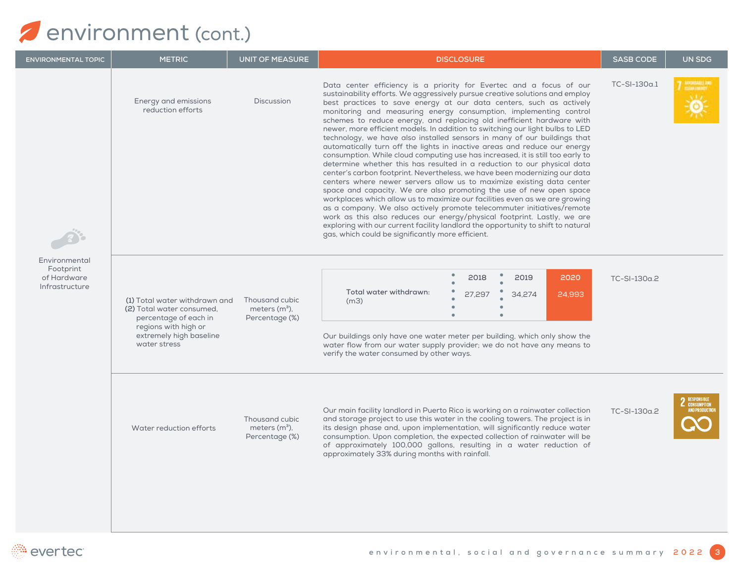# environment (cont.)

| ENVIRONMENTAL TOPIC | METRIC | UNIT OF MEASURE | DISCLOSURE | SASB CODE | UN SDG |
|---|---|---|---|---|---|
| Environmental Footprint of Hardware Infrastructure | Energy and emissions reduction efforts | Discussion | Data center efficiency is a priority for Evertec and a focus of our sustainability efforts. We aggressively pursue creative solutions and employ best practices to save energy at our data centers, such as actively monitoring and measuring energy consumption, implementing control schemes to reduce energy, and replacing old inefficient hardware with newer, more efficient models. In addition to switching our light bulbs to LED technology, we have also installed sensors in many of our buildings that automatically turn off the lights in inactive areas and reduce our energy consumption. While cloud computing use has increased, it is still too early to determine whether this has resulted in a reduction to our physical data center's carbon footprint. Nevertheless, we have been modernizing our data centers where newer servers allow us to maximize existing data center space and capacity. We are also promoting the use of new open space workplaces which allow us to maximize our facilities even as we are growing as a company. We also actively promote telecommuter initiatives/remote work as this also reduces our energy/physical footprint. Lastly, we are exploring with our current facility landlord the opportunity to shift to natural gas, which could be significantly more efficient. | TC-SI-130a.1 | 7 AFFORDABLE AND CLEAN ENERGY |
| | **(1)** Total water withdrawn and **(2)** Total water consumed, percentage of each in regions with high or extremely high baseline water stress | Thousand cubic meters (m³), Percentage (%) | Total water withdrawn: (m3) — 2018: 27,297; 2019: 34,274; 2020: 24,993<br><br>Our buildings only have one water meter per building, which only show the water flow from our water supply provider; we do not have any means to verify the water consumed by other ways. | TC-SI-130a.2 | |
| | Water reduction efforts | Thousand cubic meters (m³), Percentage (%) | Our main facility landlord in Puerto Rico is working on a rainwater collection and storage project to use this water in the cooling towers. The project is in its design phase and, upon implementation, will significantly reduce water consumption. Upon completion, the expected collection of rainwater will be of approximately 100,000 gallons, resulting in a water reduction of approximately 33% during months with rainfall. | TC-SI-130a.2 | 2 RESPONSIBLE CONSUMPTION AND PRODUCTION |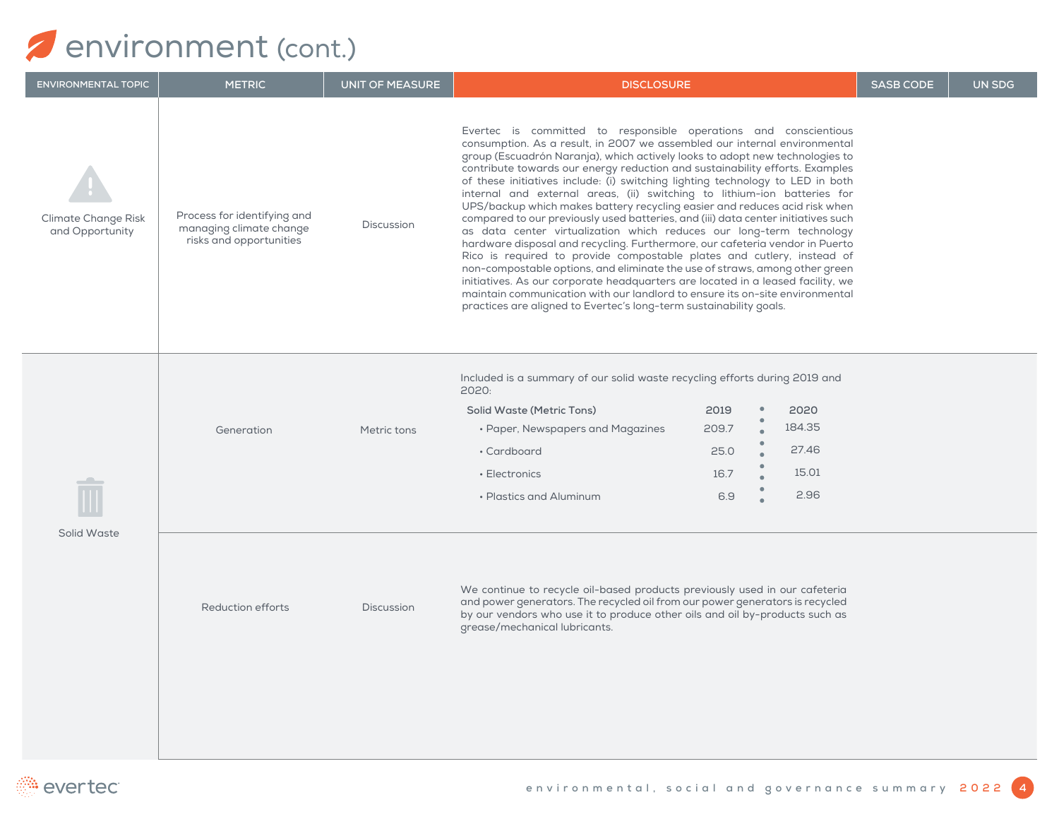# environment (cont.)

| ENVIRONMENTAL TOPIC | METRIC | UNIT OF MEASURE | DISCLOSURE | SASB CODE | UN SDG |
|---|---|---|---|---|---|
| Climate Change Risk and Opportunity | Process for identifying and managing climate change risks and opportunities | Discussion | Evertec is committed to responsible operations and conscientious consumption. As a result, in 2007 we assembled our internal environmental group (Escuadrón Naranja), which actively looks to adopt new technologies to contribute towards our energy reduction and sustainability efforts. Examples of these initiatives include: (i) switching lighting technology to LED in both internal and external areas, (ii) switching to lithium-ion batteries for UPS/backup which makes battery recycling easier and reduces acid risk when compared to our previously used batteries, and (iii) data center initiatives such as data center virtualization which reduces our long-term technology hardware disposal and recycling. Furthermore, our cafeteria vendor in Puerto Rico is required to provide compostable plates and cutlery, instead of non-compostable options, and eliminate the use of straws, among other green initiatives. As our corporate headquarters are located in a leased facility, we maintain communication with our landlord to ensure its on-site environmental practices are aligned to Evertec's long-term sustainability goals. | | |
| Solid Waste | Generation | Metric tons | Included is a summary of our solid waste recycling efforts during 2019 and 2020: (see table below) | | |
| | Reduction efforts | Discussion | We continue to recycle oil-based products previously used in our cafeteria and power generators. The recycled oil from our power generators is recycled by our vendors who use it to produce other oils and oil by-products such as grease/mechanical lubricants. | | |

| Solid Waste (Metric Tons) | 2019 | 2020 |
|---|---|---|
| • Paper, Newspapers and Magazines | 209.7 | 184.35 |
| • Cardboard | 25.0 | 27.46 |
| • Electronics | 16.7 | 15.01 |
| • Plastics and Aluminum | 6.9 | 2.96 |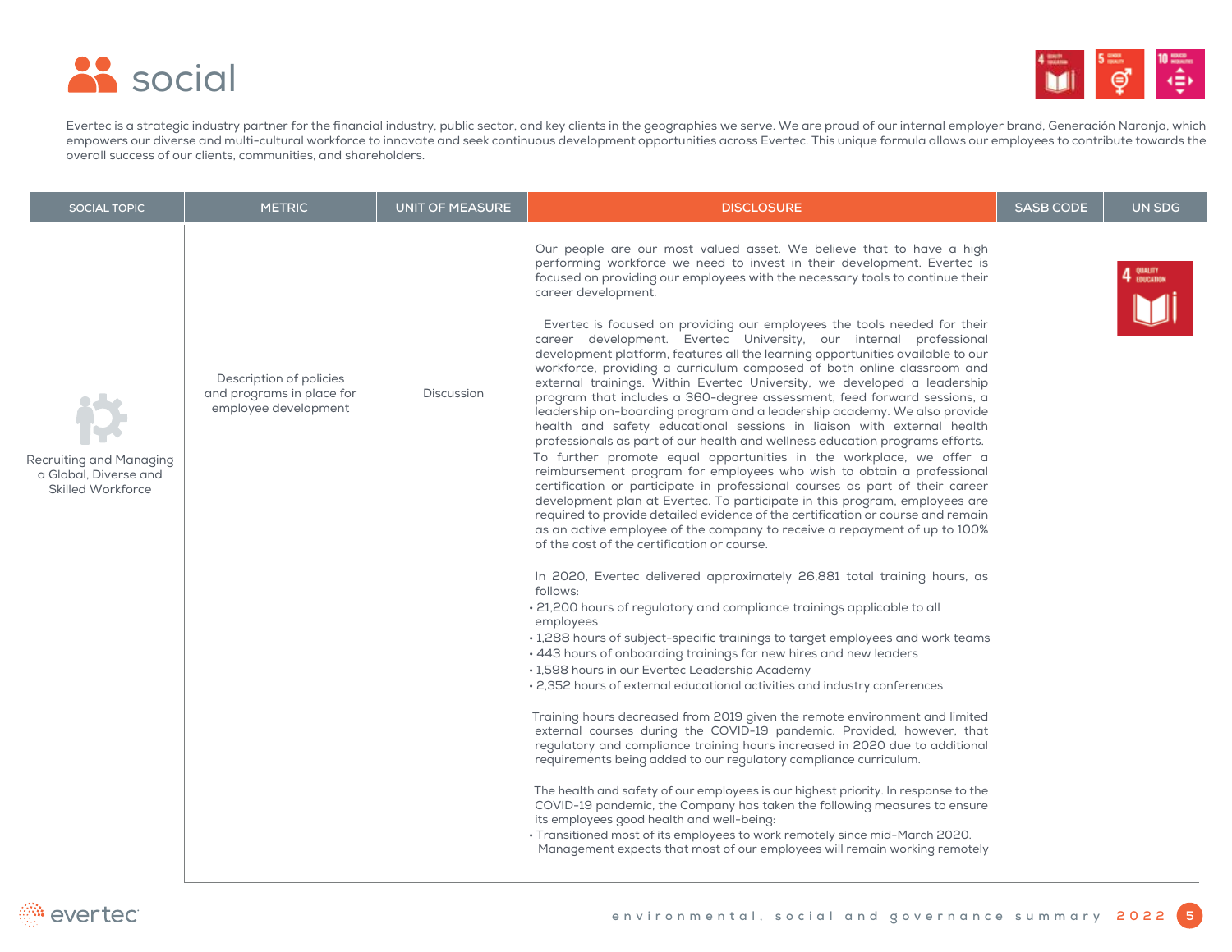# social

Evertec is a strategic industry partner for the financial industry, public sector, and key clients in the geographies we serve. We are proud of our internal employer brand, Generación Naranja, which empowers our diverse and multi-cultural workforce to innovate and seek continuous development opportunities across Evertec. This unique formula allows our employees to contribute towards the overall success of our clients, communities, and shareholders.

| SOCIAL TOPIC | METRIC | UNIT OF MEASURE | DISCLOSURE | SASB CODE | UN SDG |
|---|---|---|---|---|---|
| Recruiting and Managing a Global, Diverse and Skilled Workforce | Description of policies and programs in place for employee development | Discussion | Our people are our most valued asset. We believe that to have a high performing workforce we need to invest in their development. Evertec is focused on providing our employees with the necessary tools to continue their career development.<br><br>Evertec is focused on providing our employees the tools needed for their career development. Evertec University, our internal professional development platform, features all the learning opportunities available to our workforce, providing a curriculum composed of both online classroom and external trainings. Within Evertec University, we developed a leadership program that includes a 360-degree assessment, feed forward sessions, a leadership on-boarding program and a leadership academy. We also provide health and safety educational sessions in liaison with external health professionals as part of our health and wellness education programs efforts.<br>To further promote equal opportunities in the workplace, we offer a reimbursement program for employees who wish to obtain a professional certification or participate in professional courses as part of their career development plan at Evertec. To participate in this program, employees are required to provide detailed evidence of the certification or course and remain as an active employee of the company to receive a repayment of up to 100% of the cost of the certification or course.<br><br>In 2020, Evertec delivered approximately 26,881 total training hours, as follows:<br>• 21,200 hours of regulatory and compliance trainings applicable to all employees<br>• 1,288 hours of subject-specific trainings to target employees and work teams<br>• 443 hours of onboarding trainings for new hires and new leaders<br>• 1,598 hours in our Evertec Leadership Academy<br>• 2,352 hours of external educational activities and industry conferences<br><br>Training hours decreased from 2019 given the remote environment and limited external courses during the COVID-19 pandemic. Provided, however, that regulatory and compliance training hours increased in 2020 due to additional requirements being added to our regulatory compliance curriculum.<br><br>The health and safety of our employees is our highest priority. In response to the COVID-19 pandemic, the Company has taken the following measures to ensure its employees good health and well-being:<br>• Transitioned most of its employees to work remotely since mid-March 2020. Management expects that most of our employees will remain working remotely | | 4 Quality Education |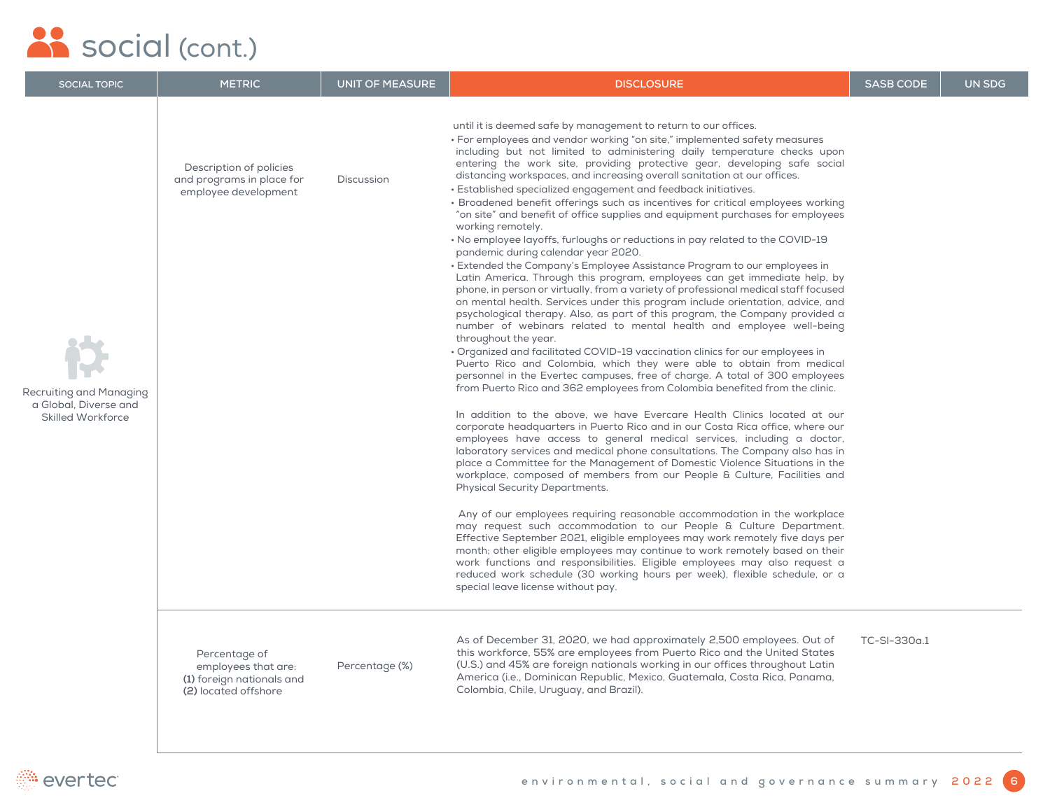# social (cont.)

| SOCIAL TOPIC | METRIC | UNIT OF MEASURE | DISCLOSURE | SASB CODE | UN SDG |
|---|---|---|---|---|---|
| Recruiting and Managing a Global, Diverse and Skilled Workforce | Description of policies and programs in place for employee development | Discussion | until it is deemed safe by management to return to our offices.<br>• For employees and vendor working "on site," implemented safety measures including but not limited to administering daily temperature checks upon entering the work site, providing protective gear, developing safe social distancing workspaces, and increasing overall sanitation at our offices.<br>• Established specialized engagement and feedback initiatives.<br>• Broadened benefit offerings such as incentives for critical employees working "on site" and benefit of office supplies and equipment purchases for employees working remotely.<br>• No employee layoffs, furloughs or reductions in pay related to the COVID-19 pandemic during calendar year 2020.<br>• Extended the Company's Employee Assistance Program to our employees in Latin America. Through this program, employees can get immediate help, by phone, in person or virtually, from a variety of professional medical staff focused on mental health. Services under this program include orientation, advice, and psychological therapy. Also, as part of this program, the Company provided a number of webinars related to mental health and employee well-being throughout the year.<br>• Organized and facilitated COVID-19 vaccination clinics for our employees in Puerto Rico and Colombia, which they were able to obtain from medical personnel in the Evertec campuses, free of charge. A total of 300 employees from Puerto Rico and 362 employees from Colombia benefited from the clinic.<br><br>In addition to the above, we have Evercare Health Clinics located at our corporate headquarters in Puerto Rico and in our Costa Rica office, where our employees have access to general medical services, including a doctor, laboratory services and medical phone consultations. The Company also has in place a Committee for the Management of Domestic Violence Situations in the workplace, composed of members from our People & Culture, Facilities and Physical Security Departments.<br><br>Any of our employees requiring reasonable accommodation in the workplace may request such accommodation to our People & Culture Department. Effective September 2021, eligible employees may work remotely five days per month; other eligible employees may continue to work remotely based on their work functions and responsibilities. Eligible employees may also request a reduced work schedule (30 working hours per week), flexible schedule, or a special leave license without pay. | | |
| | Percentage of employees that are: **(1)** foreign nationals and **(2)** located offshore | Percentage (%) | As of December 31, 2020, we had approximately 2,500 employees. Out of this workforce, 55% are employees from Puerto Rico and the United States (U.S.) and 45% are foreign nationals working in our offices throughout Latin America (i.e., Dominican Republic, Mexico, Guatemala, Costa Rica, Panama, Colombia, Chile, Uruguay, and Brazil). | TC-SI-330a.1 | |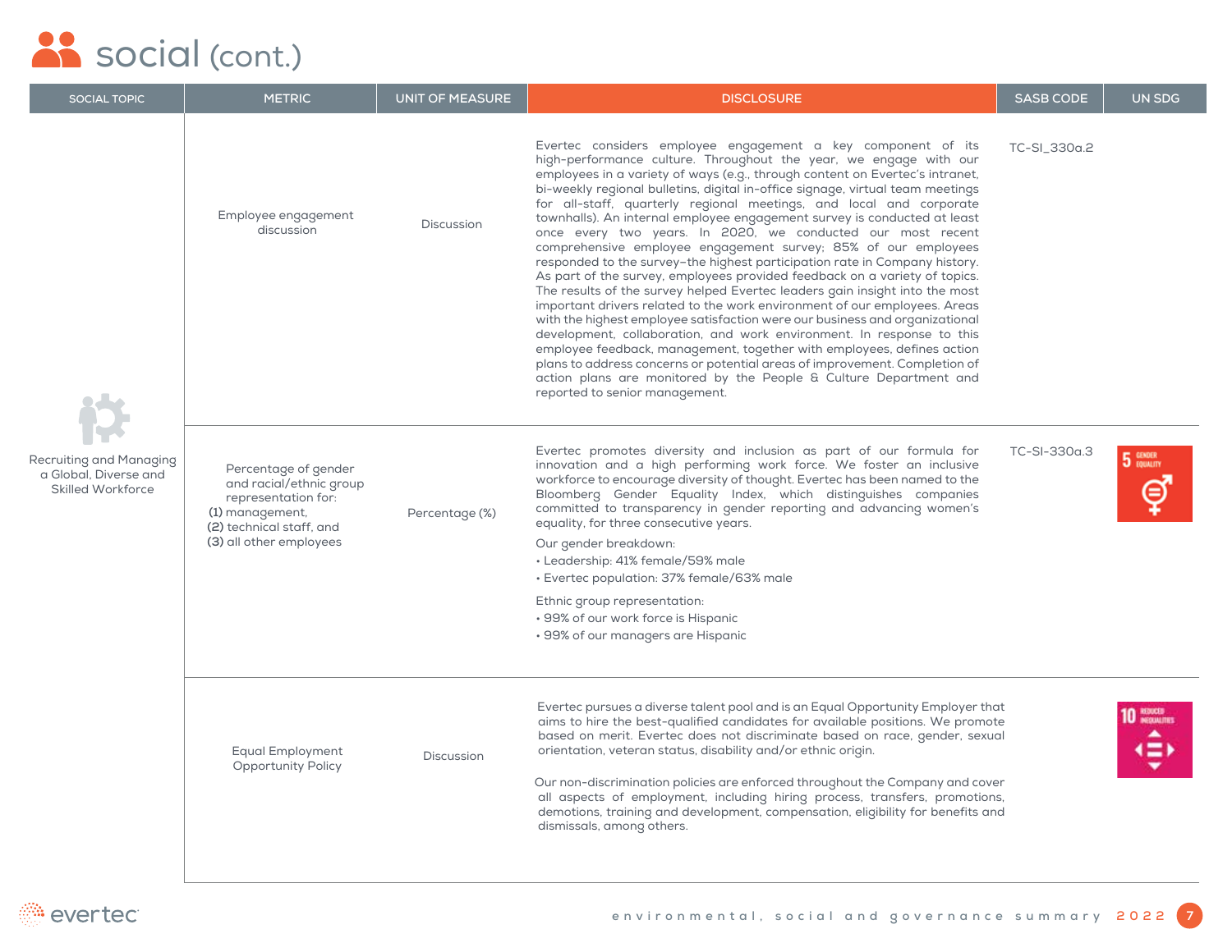# social (cont.)

| SOCIAL TOPIC | METRIC | UNIT OF MEASURE | DISCLOSURE | SASB CODE | UN SDG |
|---|---|---|---|---|---|
| Recruiting and Managing a Global, Diverse and Skilled Workforce | Employee engagement discussion | Discussion | Evertec considers employee engagement a key component of its high-performance culture. Throughout the year, we engage with our employees in a variety of ways (e.g., through content on Evertec's intranet, bi-weekly regional bulletins, digital in-office signage, virtual team meetings for all-staff, quarterly regional meetings, and local and corporate townhalls). An internal employee engagement survey is conducted at least once every two years. In 2020, we conducted our most recent comprehensive employee engagement survey; 85% of our employees responded to the survey–the highest participation rate in Company history. As part of the survey, employees provided feedback on a variety of topics. The results of the survey helped Evertec leaders gain insight into the most important drivers related to the work environment of our employees. Areas with the highest employee satisfaction were our business and organizational development, collaboration, and work environment. In response to this employee feedback, management, together with employees, defines action plans to address concerns or potential areas of improvement. Completion of action plans are monitored by the People & Culture Department and reported to senior management. | TC-SI_330a.2 | |
| | Percentage of gender and racial/ethnic group representation for: (1) management, (2) technical staff, and (3) all other employees | Percentage (%) | Evertec promotes diversity and inclusion as part of our formula for innovation and a high performing work force. We foster an inclusive workforce to encourage diversity of thought. Evertec has been named to the Bloomberg Gender Equality Index, which distinguishes companies committed to transparency in gender reporting and advancing women's equality, for three consecutive years.<br><br>Our gender breakdown:<br>• Leadership: 41% female/59% male<br>• Evertec population: 37% female/63% male<br><br>Ethnic group representation:<br>• 99% of our work force is Hispanic<br>• 99% of our managers are Hispanic | TC-SI-330a.3 | 5 GENDER EQUALITY |
| | Equal Employment Opportunity Policy | Discussion | Evertec pursues a diverse talent pool and is an Equal Opportunity Employer that aims to hire the best-qualified candidates for available positions. We promote based on merit. Evertec does not discriminate based on race, gender, sexual orientation, veteran status, disability and/or ethnic origin.<br><br>Our non-discrimination policies are enforced throughout the Company and cover all aspects of employment, including hiring process, transfers, promotions, demotions, training and development, compensation, eligibility for benefits and dismissals, among others. | | 10 REDUCED INEQUALITIES |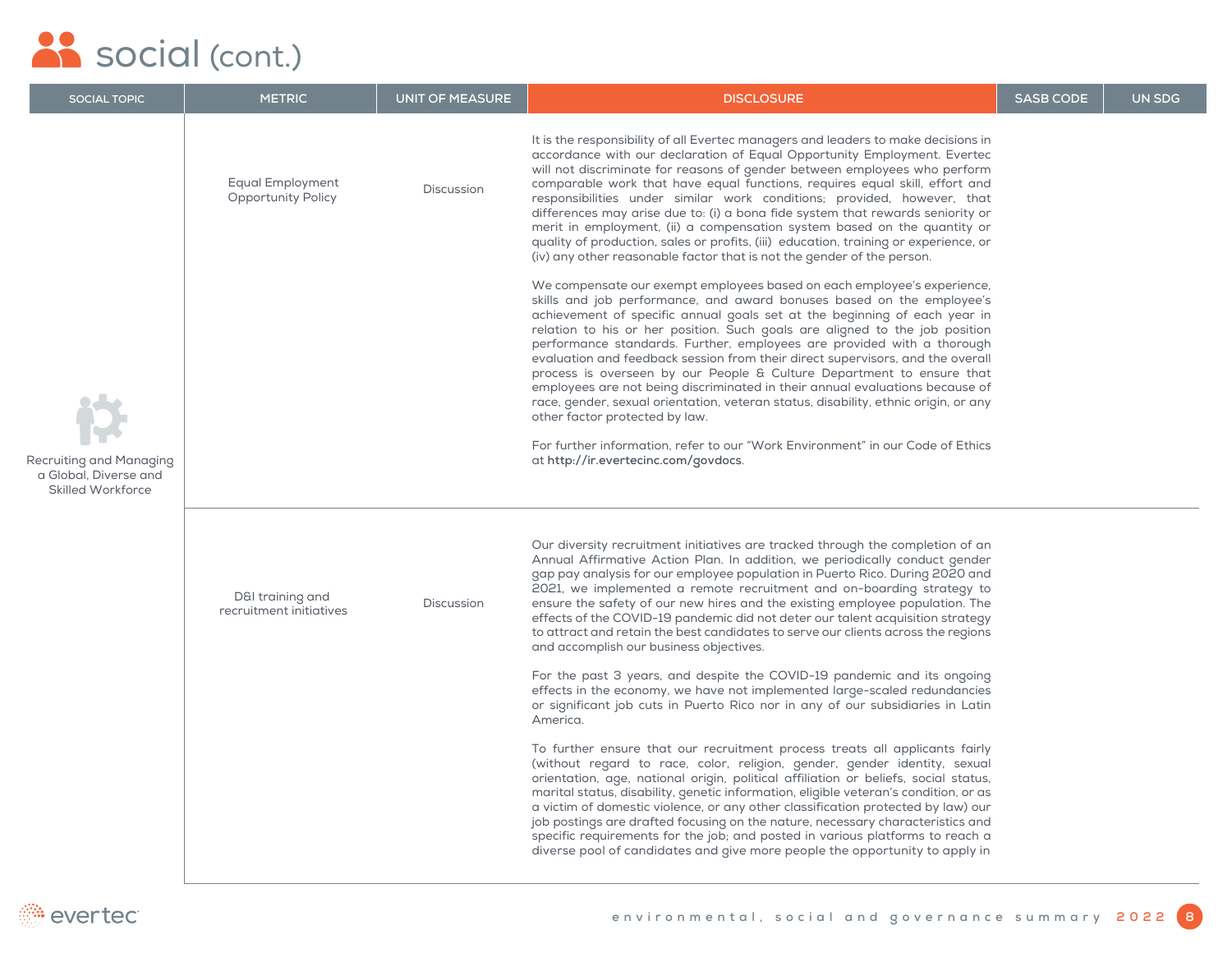# social (cont.)

| SOCIAL TOPIC | METRIC | UNIT OF MEASURE | DISCLOSURE | SASB CODE | UN SDG |
|---|---|---|---|---|---|
| Recruiting and Managing a Global, Diverse and Skilled Workforce | Equal Employment Opportunity Policy | Discussion | It is the responsibility of all Evertec managers and leaders to make decisions in accordance with our declaration of Equal Opportunity Employment. Evertec will not discriminate for reasons of gender between employees who perform comparable work that have equal functions, requires equal skill, effort and responsibilities under similar work conditions; provided, however, that differences may arise due to: (i) a bona fide system that rewards seniority or merit in employment, (ii) a compensation system based on the quantity or quality of production, sales or profits, (iii) education, training or experience, or (iv) any other reasonable factor that is not the gender of the person.<br><br>We compensate our exempt employees based on each employee's experience, skills and job performance, and award bonuses based on the employee's achievement of specific annual goals set at the beginning of each year in relation to his or her position. Such goals are aligned to the job position performance standards. Further, employees are provided with a thorough evaluation and feedback session from their direct supervisors, and the overall process is overseen by our People & Culture Department to ensure that employees are not being discriminated in their annual evaluations because of race, gender, sexual orientation, veteran status, disability, ethnic origin, or any other factor protected by law.<br><br>For further information, refer to our "Work Environment" in our Code of Ethics at http://ir.evertecinc.com/govdocs. | | |
| | D&I training and recruitment initiatives | Discussion | Our diversity recruitment initiatives are tracked through the completion of an Annual Affirmative Action Plan. In addition, we periodically conduct gender gap pay analysis for our employee population in Puerto Rico. During 2020 and 2021, we implemented a remote recruitment and on-boarding strategy to ensure the safety of our new hires and the existing employee population. The effects of the COVID-19 pandemic did not deter our talent acquisition strategy to attract and retain the best candidates to serve our clients across the regions and accomplish our business objectives.<br><br>For the past 3 years, and despite the COVID-19 pandemic and its ongoing effects in the economy, we have not implemented large-scaled redundancies or significant job cuts in Puerto Rico nor in any of our subsidiaries in Latin America.<br><br>To further ensure that our recruitment process treats all applicants fairly (without regard to race, color, religion, gender, gender identity, sexual orientation, age, national origin, political affiliation or beliefs, social status, marital status, disability, genetic information, eligible veteran's condition, or as a victim of domestic violence, or any other classification protected by law) our job postings are drafted focusing on the nature, necessary characteristics and specific requirements for the job; and posted in various platforms to reach a diverse pool of candidates and give more people the opportunity to apply in | | |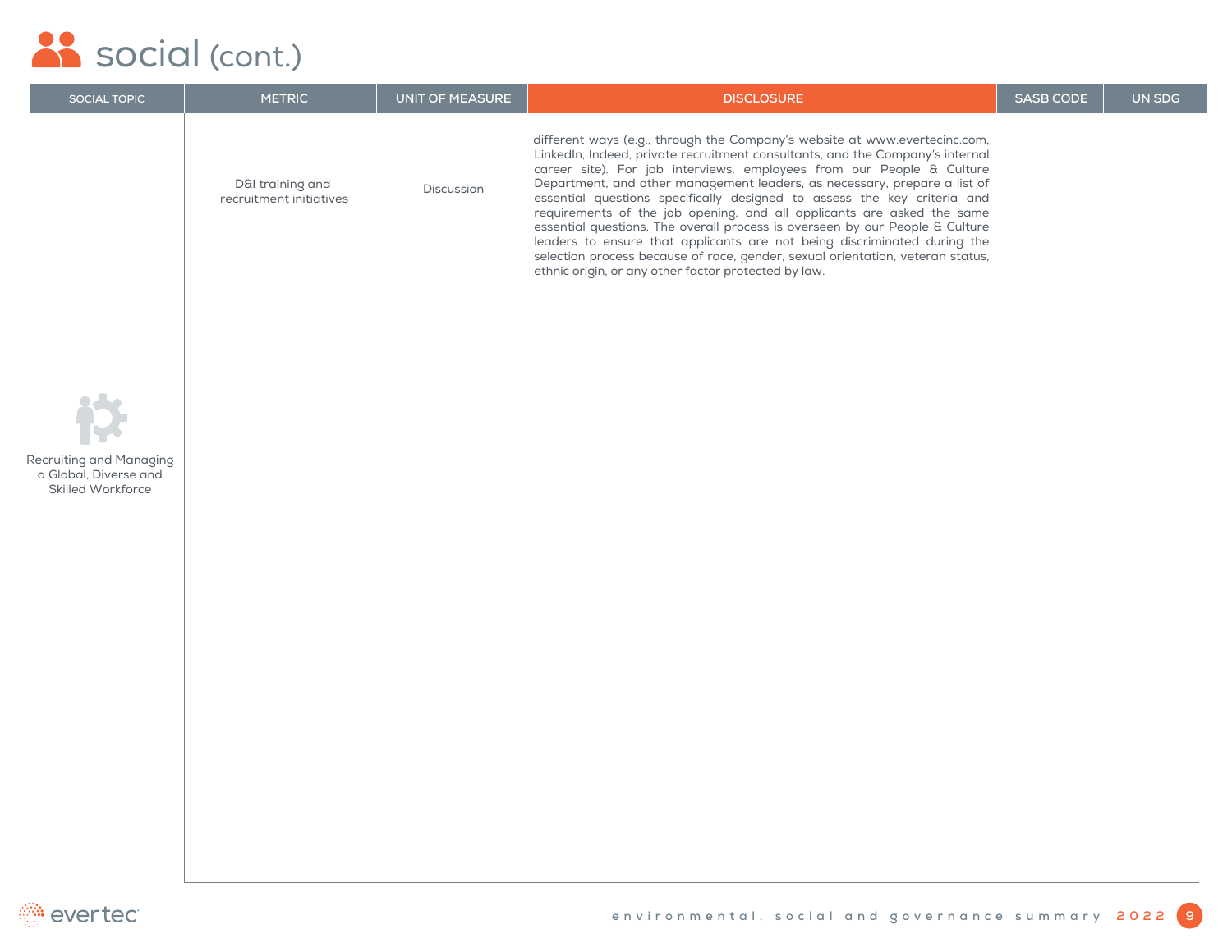# social (cont.)

| SOCIAL TOPIC | METRIC | UNIT OF MEASURE | DISCLOSURE | SASB CODE | UN SDG |
|---|---|---|---|---|---|
| Recruiting and Managing a Global, Diverse and Skilled Workforce | D&I training and recruitment initiatives | Discussion | different ways (e.g., through the Company's website at www.evertecinc.com, LinkedIn, Indeed, private recruitment consultants, and the Company's internal career site). For job interviews, employees from our People & Culture Department, and other management leaders, as necessary, prepare a list of essential questions specifically designed to assess the key criteria and requirements of the job opening, and all applicants are asked the same essential questions. The overall process is overseen by our People & Culture leaders to ensure that applicants are not being discriminated during the selection process because of race, gender, sexual orientation, veteran status, ethnic origin, or any other factor protected by law. | | |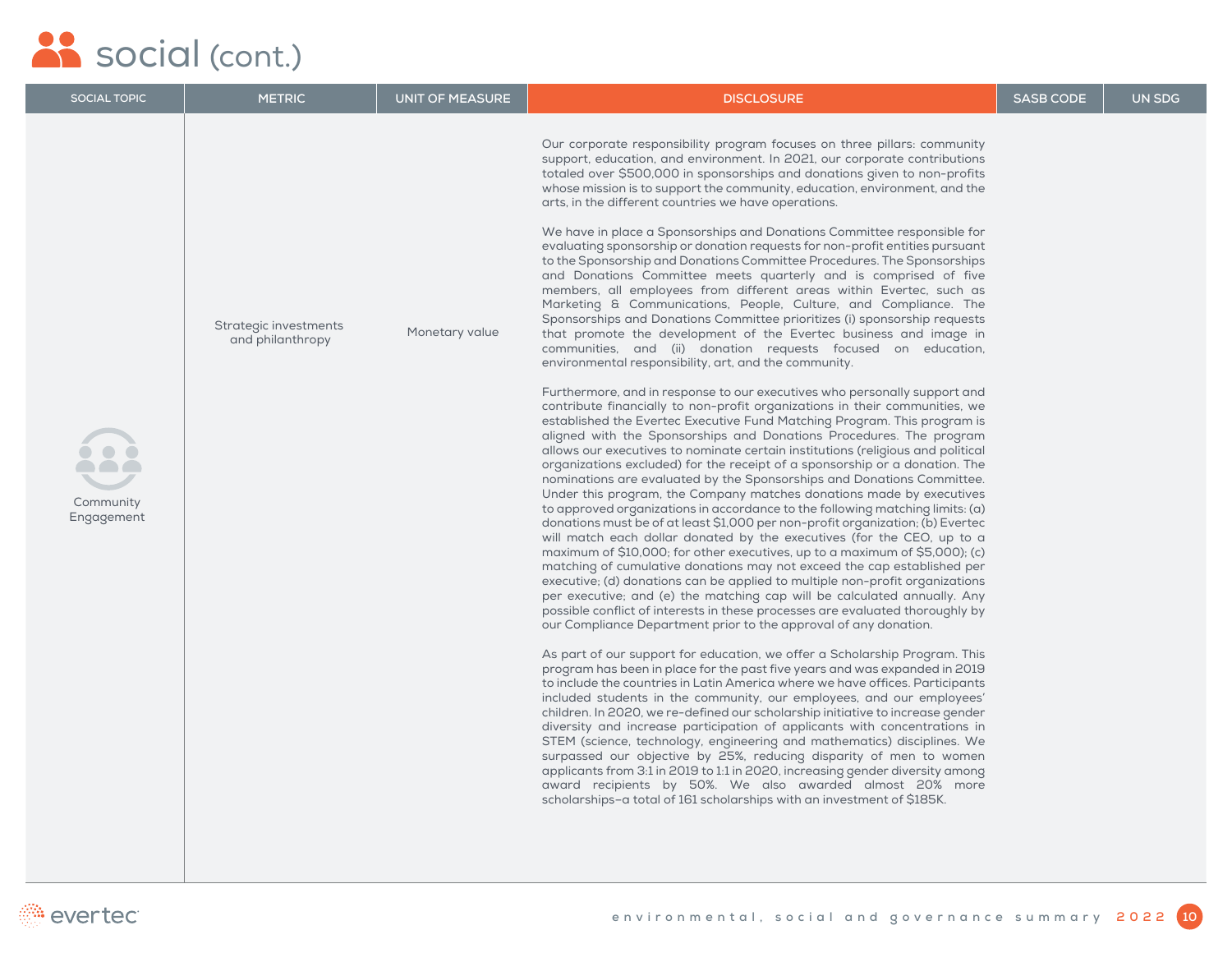# social (cont.)

| SOCIAL TOPIC | METRIC | UNIT OF MEASURE | DISCLOSURE | SASB CODE | UN SDG |
|---|---|---|---|---|---|
| Community Engagement | Strategic investments and philanthropy | Monetary value | Our corporate responsibility program focuses on three pillars: community support, education, and environment. In 2021, our corporate contributions totaled over $500,000 in sponsorships and donations given to non-profits whose mission is to support the community, education, environment, and the arts, in the different countries we have operations.<br><br>We have in place a Sponsorships and Donations Committee responsible for evaluating sponsorship or donation requests for non-profit entities pursuant to the Sponsorships and Donations Committee Procedures. The Sponsorships and Donations Committee meets quarterly and is comprised of five members, all employees from different areas within Evertec, such as Marketing & Communications, People, Culture, and Compliance. The Sponsorships and Donations Committee prioritizes (i) sponsorship requests that promote the development of the Evertec business and image in communities, and (ii) donation requests focused on education, environmental responsibility, art, and the community.<br><br>Furthermore, and in response to our executives who personally support and contribute financially to non-profit organizations in their communities, we established the Evertec Executive Fund Matching Program. This program is aligned with the Sponsorships and Donations Procedures. The program allows our executives to nominate certain institutions (religious and political organizations excluded) for the receipt of a sponsorship or a donation. The nominations are evaluated by the Sponsorships and Donations Committee. Under this program, the Company matches donations made by executives to approved organizations in accordance to the following matching limits: (a) donations must be of at least $1,000 per non-profit organization; (b) Evertec will match each dollar donated by the executives (for the CEO, up to a maximum of $10,000; for other executives, up to a maximum of $5,000); (c) matching of cumulative donations may not exceed the cap established per executive; (d) donations can be applied to multiple non-profit organizations per executive; and (e) the matching cap will be calculated annually. Any possible conflict of interests in these processes are evaluated thoroughly by our Compliance Department prior to the approval of any donation.<br><br>As part of our support for education, we offer a Scholarship Program. This program has been in place for the past five years and was expanded in 2019 to include the countries in Latin America where we have offices. Participants included students in the community, our employees, and our employees' children. In 2020, we re-defined our scholarship initiative to increase gender diversity and increase participation of applicants with concentrations in STEM (science, technology, engineering and mathematics) disciplines. We surpassed our objective by 25%, reducing disparity of men to women applicants from 3:1 in 2019 to 1:1 in 2020, increasing gender diversity among award recipients by 50%. We also awarded almost 20% more scholarships–a total of 161 scholarships with an investment of $185K. | | |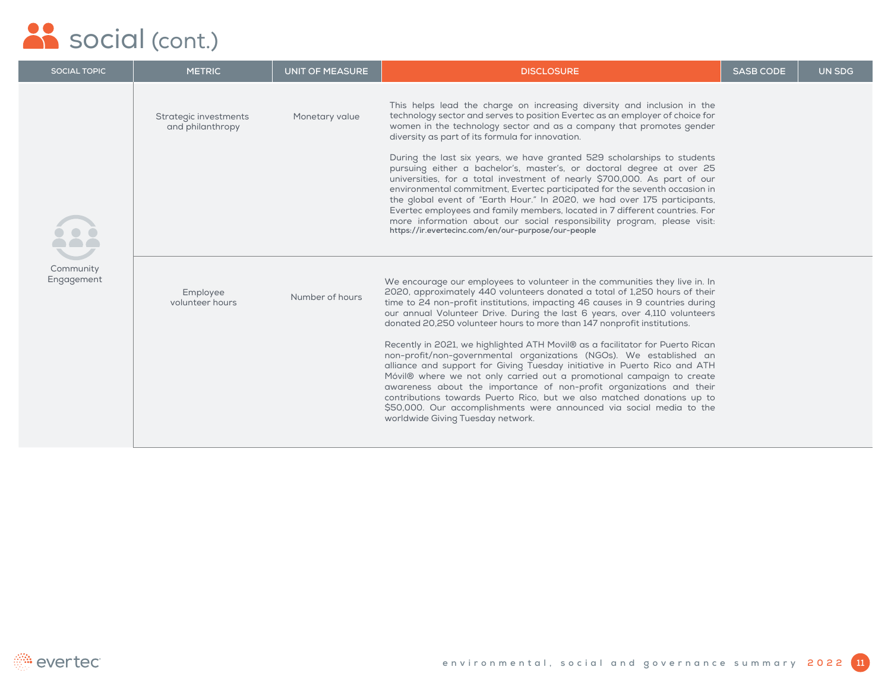# social (cont.)

| SOCIAL TOPIC | METRIC | UNIT OF MEASURE | DISCLOSURE | SASB CODE | UN SDG |
|---|---|---|---|---|---|
| Community Engagement | Strategic investments and philanthropy | Monetary value | This helps lead the charge on increasing diversity and inclusion in the technology sector and serves to position Evertec as an employer of choice for women in the technology sector and as a company that promotes gender diversity as part of its formula for innovation.<br><br>During the last six years, we have granted 529 scholarships to students pursuing either a bachelor's, master's, or doctoral degree at over 25 universities, for a total investment of nearly $700,000. As part of our environmental commitment, Evertec participated for the seventh occasion in the global event of "Earth Hour." In 2020, we had over 175 participants, Evertec employees and family members, located in 7 different countries. For more information about our social responsibility program, please visit: **https://ir.evertecinc.com/en/our-purpose/our-people** | | |
| | Employee volunteer hours | Number of hours | We encourage our employees to volunteer in the communities they live in. In 2020, approximately 440 volunteers donated a total of 1,250 hours of their time to 24 non-profit institutions, impacting 46 causes in 9 countries during our annual Volunteer Drive. During the last 6 years, over 4,110 volunteers donated 20,250 volunteer hours to more than 147 nonprofit institutions.<br><br>Recently in 2021, we highlighted ATH Movil® as a facilitator for Puerto Rican non-profit/non-governmental organizations (NGOs). We established an alliance and support for Giving Tuesday initiative in Puerto Rico and ATH Móvil® where we not only carried out a promotional campaign to create awareness about the importance of non-profit organizations and their contributions towards Puerto Rico, but we also matched donations up to $50,000. Our accomplishments were announced via social media to the worldwide Giving Tuesday network. | | |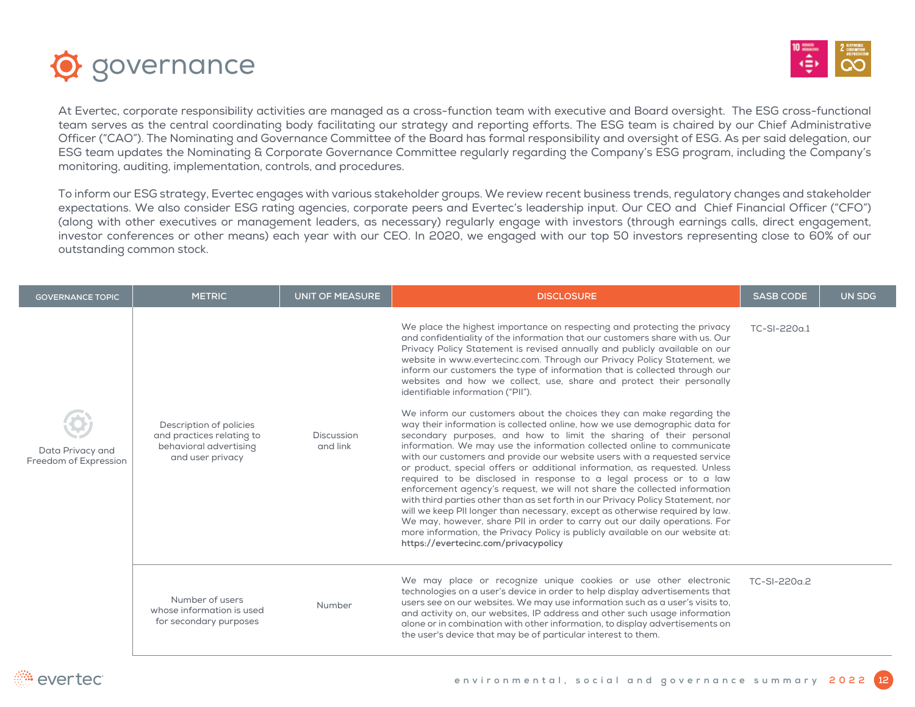# governance

At Evertec, corporate responsibility activities are managed as a cross-function team with executive and Board oversight. The ESG cross-functional team serves as the central coordinating body facilitating our strategy and reporting efforts. The ESG team is chaired by our Chief Administrative Officer ("CAO"). The Nominating and Governance Committee of the Board has formal responsibility and oversight of ESG. As per said delegation, our ESG team updates the Nominating & Corporate Governance Committee regularly regarding the Company's ESG program, including the Company's monitoring, auditing, implementation, controls, and procedures.

To inform our ESG strategy, Evertec engages with various stakeholder groups. We review recent business trends, regulatory changes and stakeholder expectations. We also consider ESG rating agencies, corporate peers and Evertec's leadership input. Our CEO and Chief Financial Officer ("CFO") (along with other executives or management leaders, as necessary) regularly engage with investors (through earnings calls, direct engagement, investor conferences or other means) each year with our CEO. In 2020, we engaged with our top 50 investors representing close to 60% of our outstanding common stock.

| GOVERNANCE TOPIC | METRIC | UNIT OF MEASURE | DISCLOSURE | SASB CODE | UN SDG |
|---|---|---|---|---|---|
| Data Privacy and Freedom of Expression | Description of policies and practices relating to behavioral advertising and user privacy | Discussion and link | We place the highest importance on respecting and protecting the privacy and confidentiality of the information that our customers share with us. Our Privacy Policy Statement is revised annually and publicly available on our website in www.evertecinc.com. Through our Privacy Policy Statement, we inform our customers the type of information that is collected through our websites and how we collect, use, share and protect their personally identifiable information ("PII").<br><br>We inform our customers about the choices they can make regarding the way their information is collected online, how we use demographic data for secondary purposes, and how to limit the sharing of their personal information. We may use the information collected online to communicate with our customers and provide our website users with a requested service or product, special offers or additional information, as requested. Unless required to be disclosed in response to a legal process or to a law enforcement agency's request, we will not share the collected information with third parties other than as set forth in our Privacy Statement, nor will we keep PII longer than necessary, except as otherwise required by law. We may, however, share PII in order to carry out our daily operations. For more information, the Privacy Policy is publicly available on our website at: **https://evertecinc.com/privacypolicy** | TC-SI-220a.1 | |
| | Number of users whose information is used for secondary purposes | Number | We may place or recognize unique cookies or use other electronic technologies on a user's device in order to help display advertisements that users see on our websites. We may use information such as a user's visits to, and activity on, our websites, IP address and other such usage information alone or in combination with other information, to display advertisements on the user's device that may be of particular interest to them. | TC-SI-220a.2 | |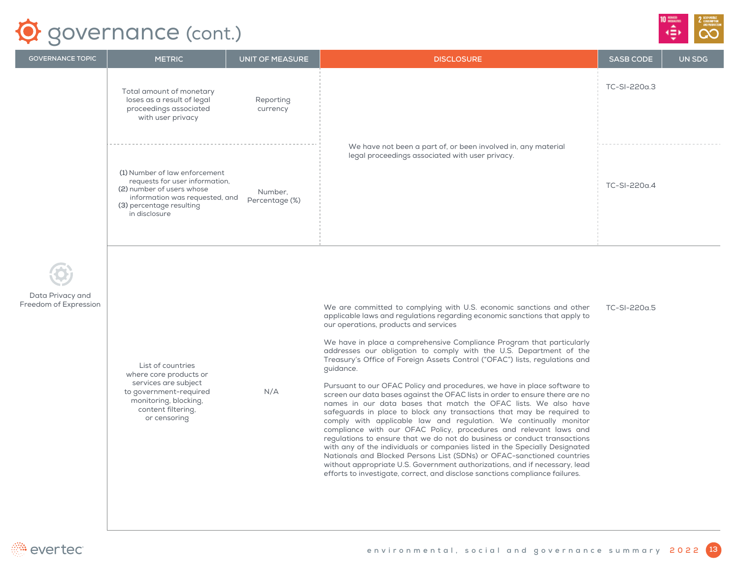# governance (cont.)

| GOVERNANCE TOPIC | METRIC | UNIT OF MEASURE | DISCLOSURE | SASB CODE | UN SDG |
|---|---|---|---|---|---|
| Data Privacy and Freedom of Expression | Total amount of monetary loses as a result of legal proceedings associated with user privacy | Reporting currency | We have not been a part of, or been involved in, any material legal proceedings associated with user privacy. | TC-SI-220a.3 | |
| | (1) Number of law enforcement requests for user information, (2) number of users whose information was requested, and (3) percentage resulting in disclosure | Number, Percentage (%) | | TC-SI-220a.4 | |
| | List of countries where core products or services are subject to government-required monitoring, blocking, content filtering, or censoring | N/A | We are committed to complying with U.S. economic sanctions and other applicable laws and regulations regarding economic sanctions that apply to our operations, products and services<br><br>We have in place a comprehensive Compliance Program that particularly addresses our obligation to comply with the U.S. Department of the Treasury's Office of Foreign Assets Control ("OFAC") lists, regulations and guidance.<br><br>Pursuant to our OFAC Policy and procedures, we have in place software to screen our data bases against the OFAC lists in order to ensure there are no names in our data bases that match the OFAC lists. We also have safeguards in place to block any transactions that may be required to comply with applicable law and regulation. We continually monitor compliance with our OFAC Policy, procedures and relevant laws and regulations to ensure that we do not do business or conduct transactions with any of the individuals or companies listed in the Specially Designated Nationals and Blocked Persons List (SDNs) or OFAC-sanctioned countries without appropriate U.S. Government authorizations, and if necessary, lead efforts to investigate, correct, and disclose sanctions compliance failures. | TC-SI-220a.5 | |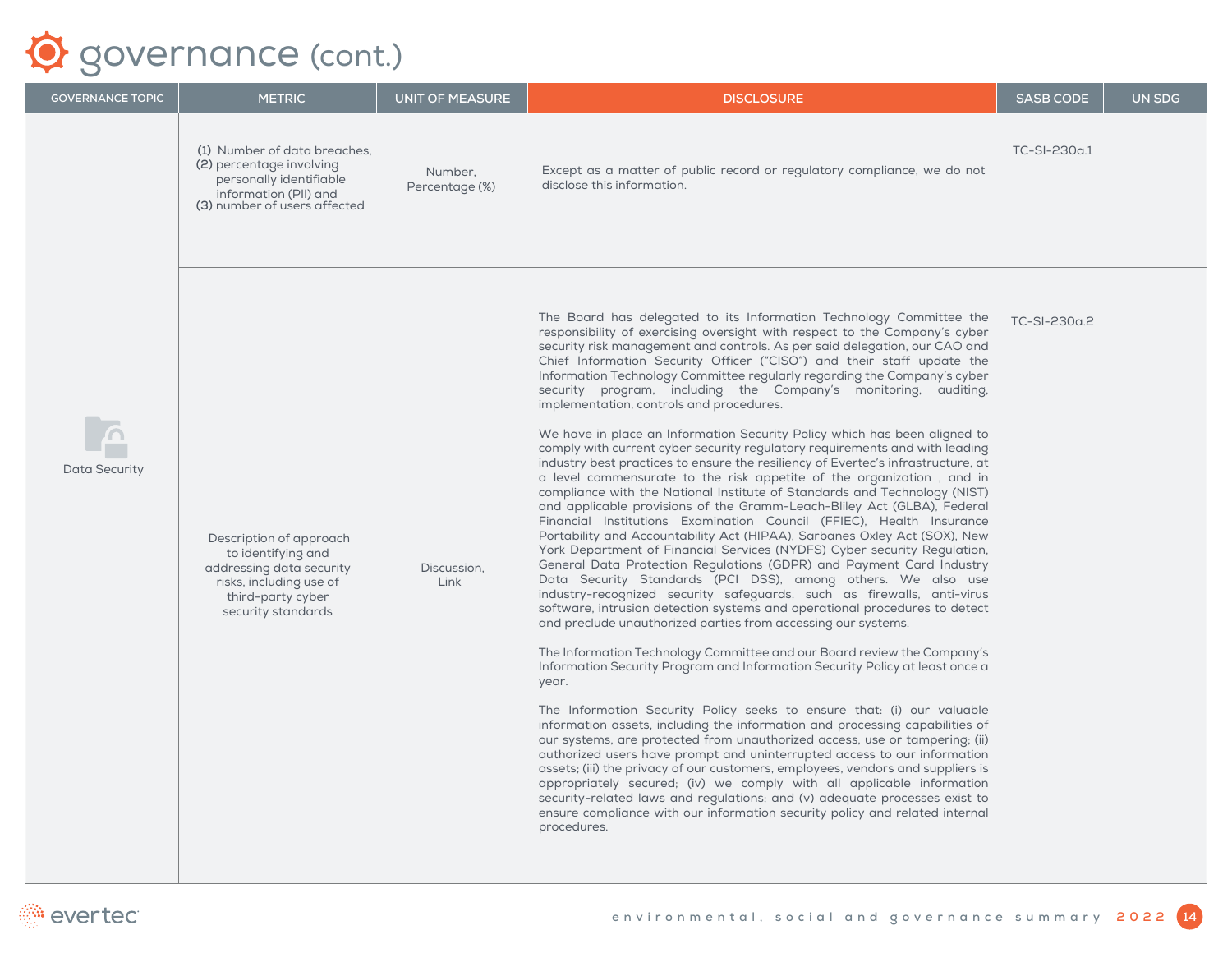# governance (cont.)

| GOVERNANCE TOPIC | METRIC | UNIT OF MEASURE | DISCLOSURE | SASB CODE | UN SDG |
|---|---|---|---|---|---|
| Data Security | (1) Number of data breaches, (2) percentage involving personally identifiable information (PII) and (3) number of users affected | Number, Percentage (%) | Except as a matter of public record or regulatory compliance, we do not disclose this information. | TC-SI-230a.1 | |
| | Description of approach to identifying and addressing data security risks, including use of third-party cyber security standards | Discussion, Link | The Board has delegated to its Information Technology Committee the responsibility of exercising oversight with respect to the Company's cyber security risk management and controls. As per said delegation, our CAO and Chief Information Security Officer ("CISO") and their staff update the Information Technology Committee regularly regarding the Company's cyber security program, including the Company's monitoring, auditing, implementation, controls and procedures.<br><br>We have in place an Information Security Policy which has been aligned to comply with current cyber security regulatory requirements and with leading industry best practices to ensure the resiliency of Evertec's infrastructure, at a level commensurate to the risk appetite of the organization , and in compliance with the National Institute of Standards and Technology (NIST) and applicable provisions of the Gramm-Leach-Bliley Act (GLBA), Federal Financial Institutions Examination Council (FFIEC), Health Insurance Portability and Accountability Act (HIPAA), Sarbanes Oxley Act (SOX), New York Department of Financial Services (NYDFS) Cyber security Regulation, General Data Protection Regulations (GDPR) and Payment Card Industry Data Security Standards (PCI DSS), among others. We also use industry-recognized security safeguards, such as firewalls, anti-virus software, intrusion detection systems and operational procedures to detect and preclude unauthorized parties from accessing our systems.<br><br>The Information Technology Committee and our Board review the Company's Information Security Program and Information Security Policy at least once a year.<br><br>The Information Security Policy seeks to ensure that: (i) our valuable information assets, including the information and processing capabilities of our systems, are protected from unauthorized access, use or tampering; (ii) authorized users have prompt and uninterrupted access to our information assets; (iii) the privacy of our customers, employees, vendors and suppliers is appropriately secured; (iv) we comply with all applicable information security-related laws and regulations; and (v) adequate processes exist to ensure compliance with our information security policy and related internal procedures. | TC-SI-230a.2 | |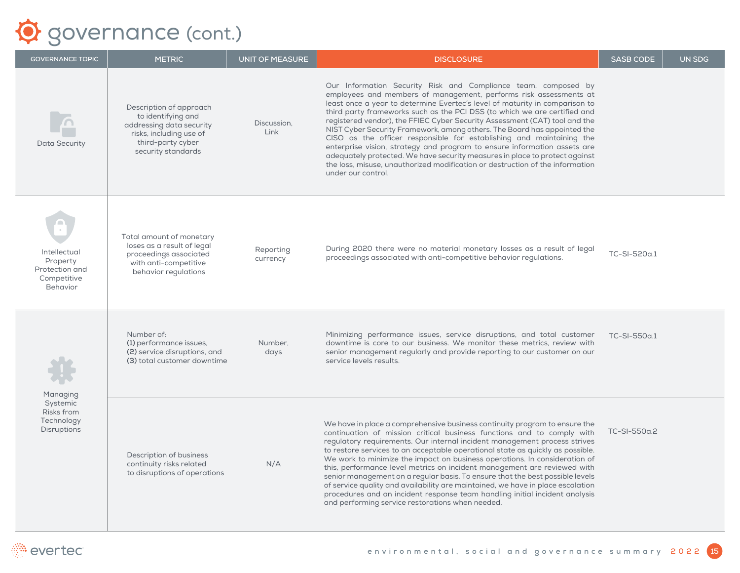# governance (cont.)

| GOVERNANCE TOPIC | METRIC | UNIT OF MEASURE | DISCLOSURE | SASB CODE | UN SDG |
|---|---|---|---|---|---|
| Data Security | Description of approach to identifying and addressing data security risks, including use of third-party cyber security standards | Discussion, Link | Our Information Security Risk and Compliance team, composed by employees and members of management, performs risk assessments at least once a year to determine Evertec's level of maturity in comparison to third party frameworks such as the PCI DSS (to which we are certified and registered vendor), the FFIEC Cyber Security Assessment (CAT) tool and the NIST Cyber Security Framework, among others. The Board has appointed the CISO as the officer responsible for establishing and maintaining the enterprise vision, strategy and program to ensure information assets are adequately protected. We have security measures in place to protect against the loss, misuse, unauthorized modification or destruction of the information under our control. | | |
| Intellectual Property Protection and Competitive Behavior | Total amount of monetary loses as a result of legal proceedings associated with anti-competitive behavior regulations | Reporting currency | During 2020 there were no material monetary losses as a result of legal proceedings associated with anti-competitive behavior regulations. | TC-SI-520a.1 | |
| Managing Systemic Risks from Technology Disruptions | Number of: **(1)** performance issues, **(2)** service disruptions, and **(3)** total customer downtime | Number, days | Minimizing performance issues, service disruptions, and total customer downtime is core to our business. We monitor these metrics, review with senior management regularly and provide reporting to our customer on our service levels results. | TC-SI-550a.1 | |
| | Description of business continuity risks related to disruptions of operations | N/A | We have in place a comprehensive business continuity program to ensure the continuation of mission critical business functions and to comply with regulatory requirements. Our internal incident management process strives to restore services to an acceptable operational state as quickly as possible. We work to minimize the impact on business operations. In consideration of this, performance level metrics on incident management are reviewed with senior management on a regular basis. To ensure that the best possible levels of service quality and availability are maintained, we have in place escalation procedures and an incident response team handling initial incident analysis and performing service restorations when needed. | TC-SI-550a.2 | |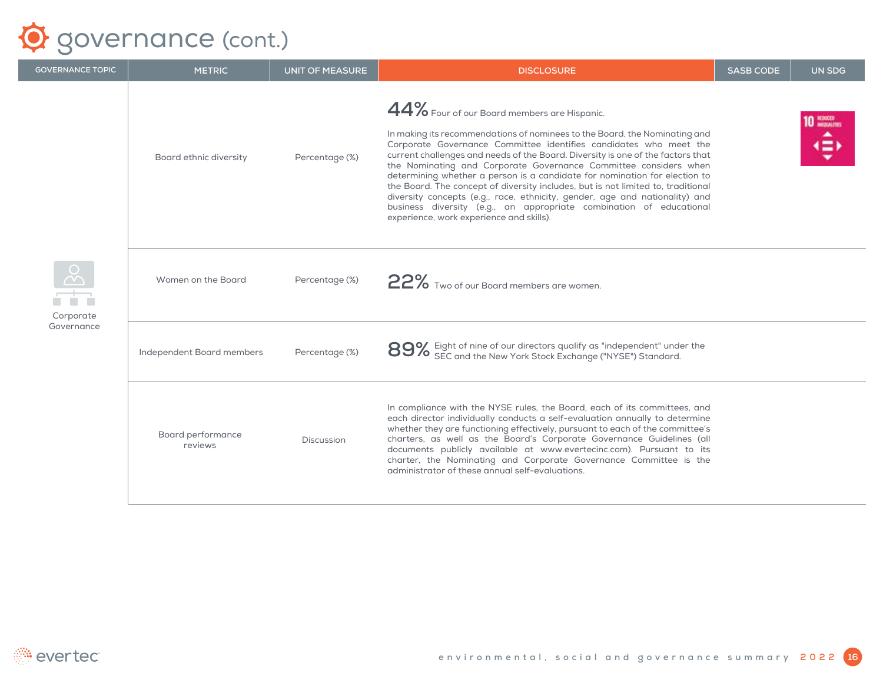# governance (cont.)

| GOVERNANCE TOPIC | METRIC | UNIT OF MEASURE | DISCLOSURE | SASB CODE | UN SDG |
|---|---|---|---|---|---|
| Corporate Governance | Board ethnic diversity | Percentage (%) | **44%** Four of our Board members are Hispanic.<br><br>In making its recommendations of nominees to the Board, the Nominating and Corporate Governance Committee identifies candidates who meet the current challenges and needs of the Board. Diversity is one of the factors that the Nominating and Corporate Governance Committee considers when determining whether a person is a candidate for nomination for election to the Board. The concept of diversity includes, but is not limited to, traditional diversity concepts (e.g., race, ethnicity, gender, age and nationality) and business diversity (e.g., an appropriate combination of educational experience, work experience and skills). | | 10 Reduced Inequalities |
| | Women on the Board | Percentage (%) | **22%** Two of our Board members are women. | | |
| | Independent Board members | Percentage (%) | **89%** Eight of nine of our directors qualify as "independent" under the SEC and the New York Stock Exchange ("NYSE") Standard. | | |
| | Board performance reviews | Discussion | In compliance with the NYSE rules, the Board, each of its committees, and each director individually conducts a self-evaluation annually to determine whether they are functioning effectively, pursuant to each of the committee's charters, as well as the Board's Corporate Governance Guidelines (all documents publicly available at www.evertecinc.com). Pursuant to its charter, the Nominating and Corporate Governance Committee is the administrator of these annual self-evaluations. | | |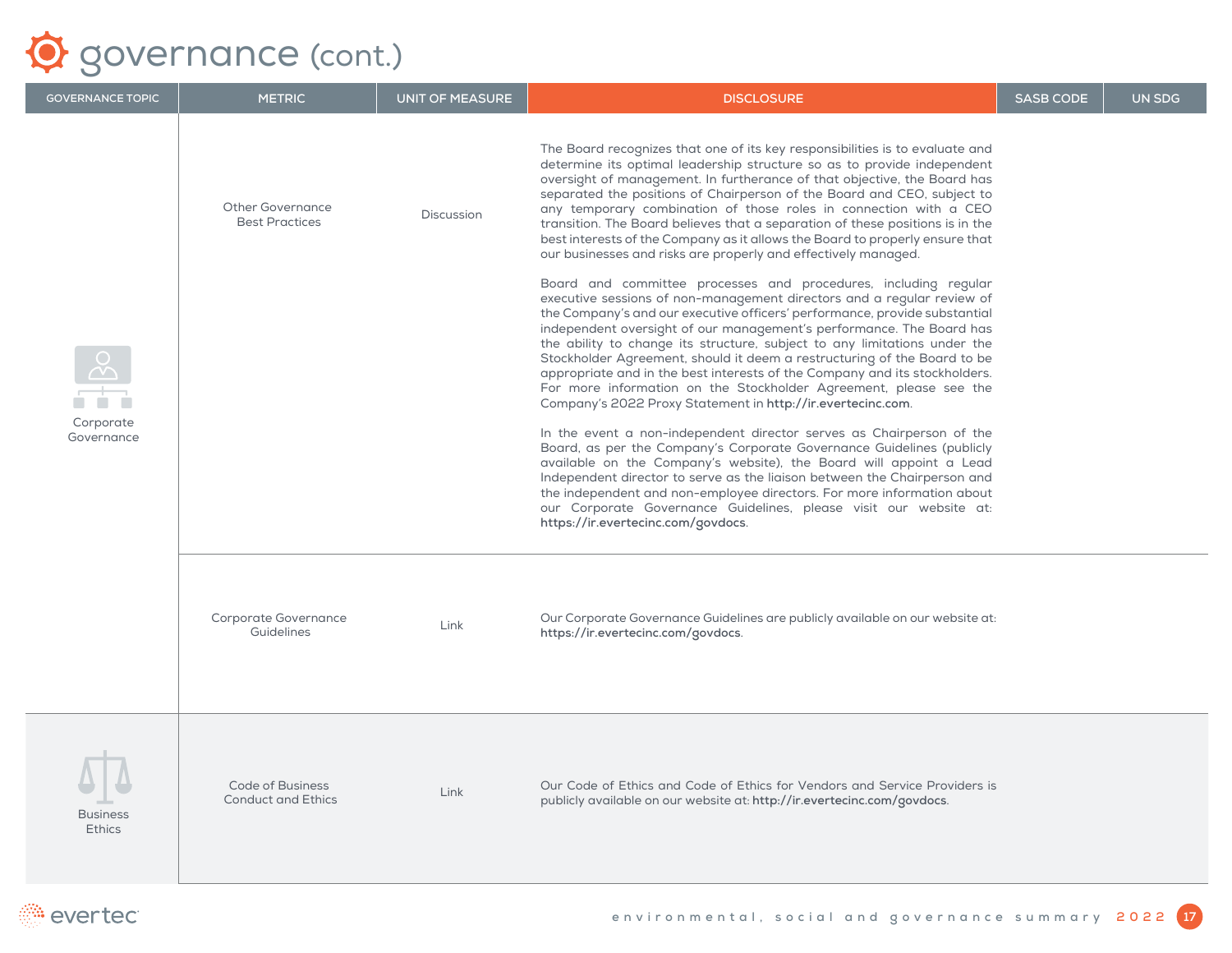# governance (cont.)

| GOVERNANCE TOPIC | METRIC | UNIT OF MEASURE | DISCLOSURE | SASB CODE | UN SDG |
|---|---|---|---|---|---|
| Corporate Governance | Other Governance Best Practices | Discussion | The Board recognizes that one of its key responsibilities is to evaluate and determine its optimal leadership structure so as to provide independent oversight of management. In furtherance of that objective, the Board has separated the positions of Chairperson of the Board and CEO, subject to any temporary combination of those roles in connection with a CEO transition. The Board believes that a separation of these positions is in the best interests of the Company as it allows the Board to properly ensure that our businesses and risks are properly and effectively managed.<br><br>Board and committee processes and procedures, including regular executive sessions of non-management directors and a regular review of the Company's and our executive officers' performance, provide substantial independent oversight of our management's performance. The Board has the ability to change its structure, subject to any limitations under the Stockholder Agreement, should it deem a restructuring of the Board to be appropriate and in the best interests of the Company and its stockholders. For more information on the Stockholder Agreement, please see the Company's 2022 Proxy Statement in **http://ir.evertecinc.com**.<br><br>In the event a non-independent director serves as Chairperson of the Board, as per the Company's Corporate Governance Guidelines (publicly available on the Company's website), the Board will appoint a Lead Independent director to serve as the liaison between the Chairperson and the independent and non-employee directors. For more information about our Corporate Governance Guidelines, please visit our website at: **https://ir.evertecinc.com/govdocs**. | | |
| | Corporate Governance Guidelines | Link | Our Corporate Governance Guidelines are publicly available on our website at: **https://ir.evertecinc.com/govdocs**. | | |
| Business Ethics | Code of Business Conduct and Ethics | Link | Our Code of Ethics and Code of Ethics for Vendors and Service Providers is publicly available on our website at: **http://ir.evertecinc.com/govdocs**. | | |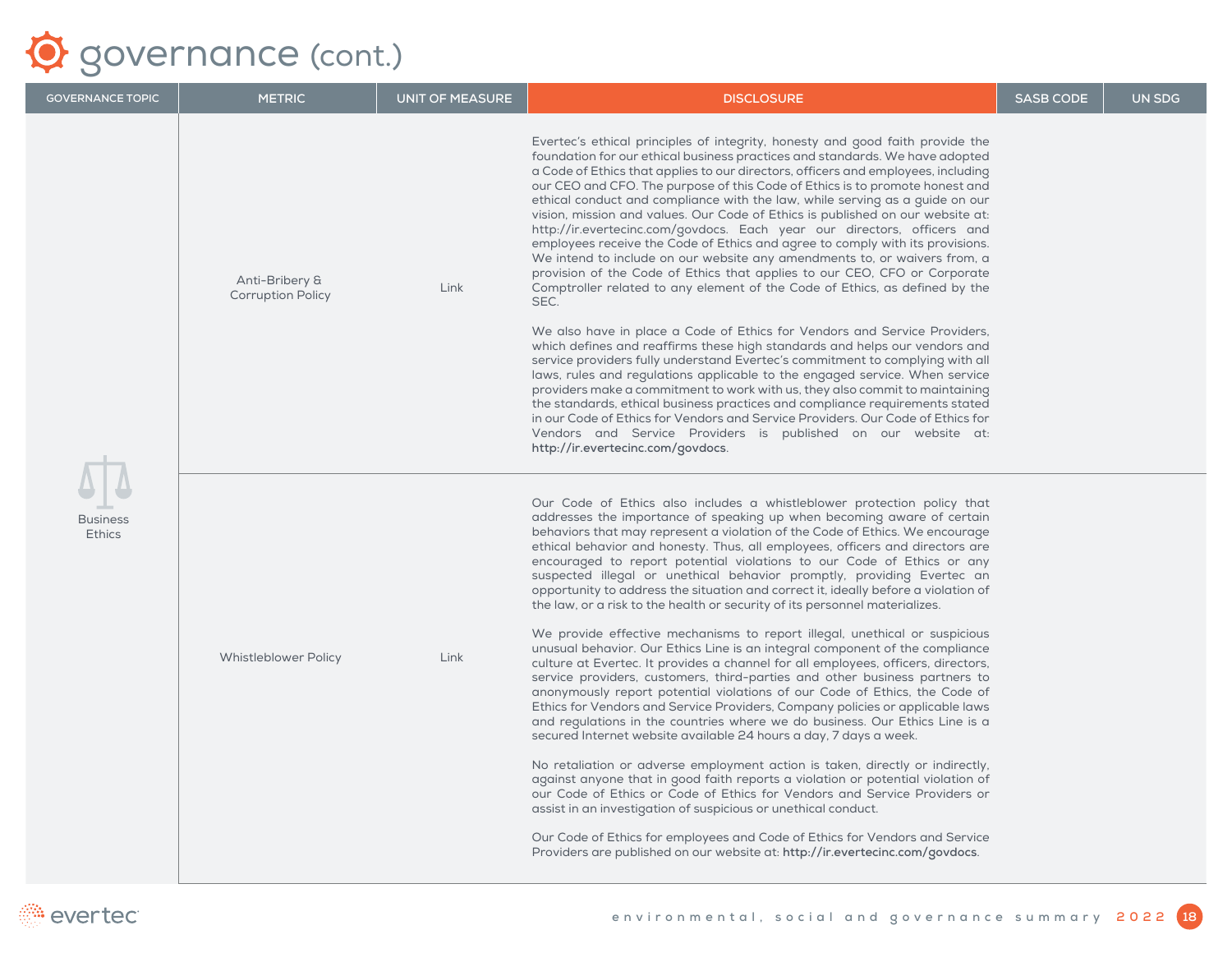# governance (cont.)

| GOVERNANCE TOPIC | METRIC | UNIT OF MEASURE | DISCLOSURE | SASB CODE | UN SDG |
|---|---|---|---|---|---|
| Business Ethics | Anti-Bribery & Corruption Policy | Link | Evertec's ethical principles of integrity, honesty and good faith provide the foundation for our ethical business practices and standards. We have adopted a Code of Ethics that applies to our directors, officers and employees, including our CEO and CFO. The purpose of this Code of Ethics is to promote honest and ethical conduct and compliance with the law, while serving as a guide on our vision, mission and values. Our Code of Ethics is published on our website at: http://ir.evertecinc.com/govdocs. Each year our directors, officers and employees receive the Code of Ethics and agree to comply with its provisions. We intend to include on our website any amendments to, or waivers from, a provision of the Code of Ethics that applies to our CEO, CFO or Corporate Comptroller related to any element of the Code of Ethics, as defined by the SEC.<br><br>We also have in place a Code of Ethics for Vendors and Service Providers, which defines and reaffirms these high standards and helps our vendors and service providers fully understand Evertec's commitment to complying with all laws, rules and regulations applicable to the engaged service. When service providers make a commitment to work with us, they also commit to maintaining the standards, ethical business practices and compliance requirements stated in our Code of Ethics for Vendors and Service Providers. Our Code of Ethics for Vendors and Service Providers is published on our website at: **http://ir.evertecinc.com/govdocs**. | | |
| | Whistleblower Policy | Link | Our Code of Ethics also includes a whistleblower protection policy that addresses the importance of speaking up when becoming aware of certain behaviors that may represent a violation of the Code of Ethics. We encourage ethical behavior and honesty. Thus, all employees, officers and directors are encouraged to report potential violations to our Code of Ethics or any suspected illegal or unethical behavior promptly, providing Evertec an opportunity to address the situation and correct it, ideally before a violation of the law, or a risk to the health or security of its personnel materializes.<br><br>We provide effective mechanisms to report illegal, unethical or suspicious unusual behavior. Our Ethics Line is an integral component of the compliance culture at Evertec. It provides a channel for all employees, officers, directors, service providers, customers, third-parties and other business partners to anonymously report potential violations of our Code of Ethics, the Code of Ethics for Vendors and Service Providers, Company policies or applicable laws and regulations in the countries where we do business. Our Ethics Line is a secured Internet website available 24 hours a day, 7 days a week.<br><br>No retaliation or adverse employment action is taken, directly or indirectly, against anyone that in good faith reports a violation or potential violation of our Code of Ethics or Code of Ethics for Vendors and Service Providers or assist in an investigation of suspicious or unethical conduct.<br><br>Our Code of Ethics for employees and Code of Ethics for Vendors and Service Providers are published on our website at: **http://ir.evertecinc.com/govdocs**. | | |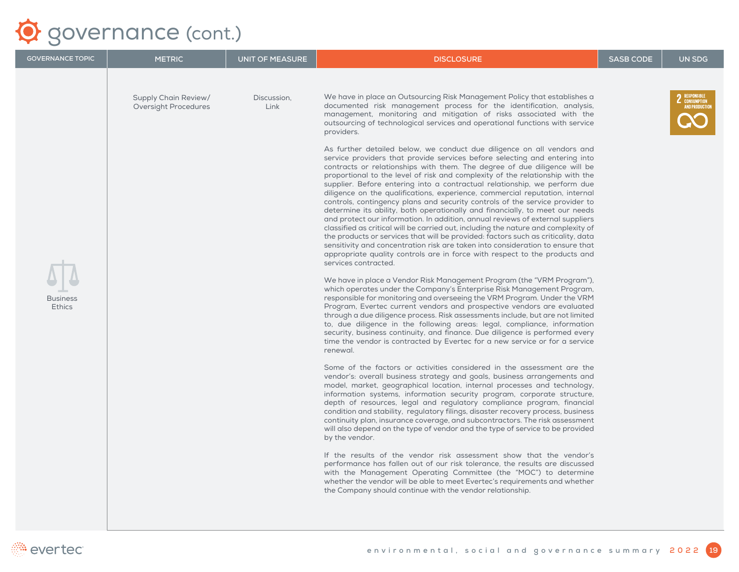# governance (cont.)

| GOVERNANCE TOPIC | METRIC | UNIT OF MEASURE | DISCLOSURE | SASB CODE | UN SDG |
|---|---|---|---|---|---|
| Business Ethics | Supply Chain Review/ Oversight Procedures | Discussion, Link | We have in place an Outsourcing Risk Management Policy that establishes a documented risk management process for the identification, analysis, management, monitoring and mitigation of risks associated with the outsourcing of technological services and operational functions with service providers.<br><br>As further detailed below, we conduct due diligence on all vendors and service providers that provide services before selecting and entering into contracts or relationships with them. The degree of due diligence will be proportional to the level of risk and complexity of the relationship with the supplier. Before entering into a contractual relationship, we perform due diligence on the qualifications, experience, commercial reputation, internal controls, contingency plans and security controls of the service provider to determine its ability, both operationally and financially, to meet our needs and protect our information. In addition, annual reviews of external suppliers classified as critical will be carried out, including the nature and complexity of the products or services that will be provided: factors such as criticality, data sensitivity and concentration risk are taken into consideration to ensure that appropriate quality controls are in force with respect to the products and services contracted.<br><br>We have in place a Vendor Risk Management Program (the "VRM Program"), which operates under the Company's Enterprise Risk Management Program, responsible for monitoring and overseeing the VRM Program. Under the VRM Program, Evertec current vendors and prospective vendors are evaluated through a due diligence process. Risk assessments include, but are not limited to, due diligence in the following areas: legal, compliance, information security, business continuity, and finance. Due diligence is performed every time the vendor is contracted by Evertec for a new service or for a service renewal.<br><br>Some of the factors or activities considered in the assessment are the vendor's: overall business strategy and goals, business arrangements and model, market, geographical location, internal processes and technology, information systems, information security program, corporate structure, depth of resources, legal and regulatory compliance program, financial condition and stability, regulatory filings, disaster recovery process, business continuity plan, insurance coverage, and subcontractors. The risk assessment will also depend on the type of vendor and the type of service to be provided by the vendor.<br><br>If the results of the vendor risk assessment show that the vendor's performance has fallen out of our risk tolerance, the results are discussed with the Management Operating Committee (the "MOC") to determine whether the vendor will be able to meet Evertec's requirements and whether the Company should continue with the vendor relationship. | | 2 RESPONSIBLE CONSUMPTION AND PRODUCTION |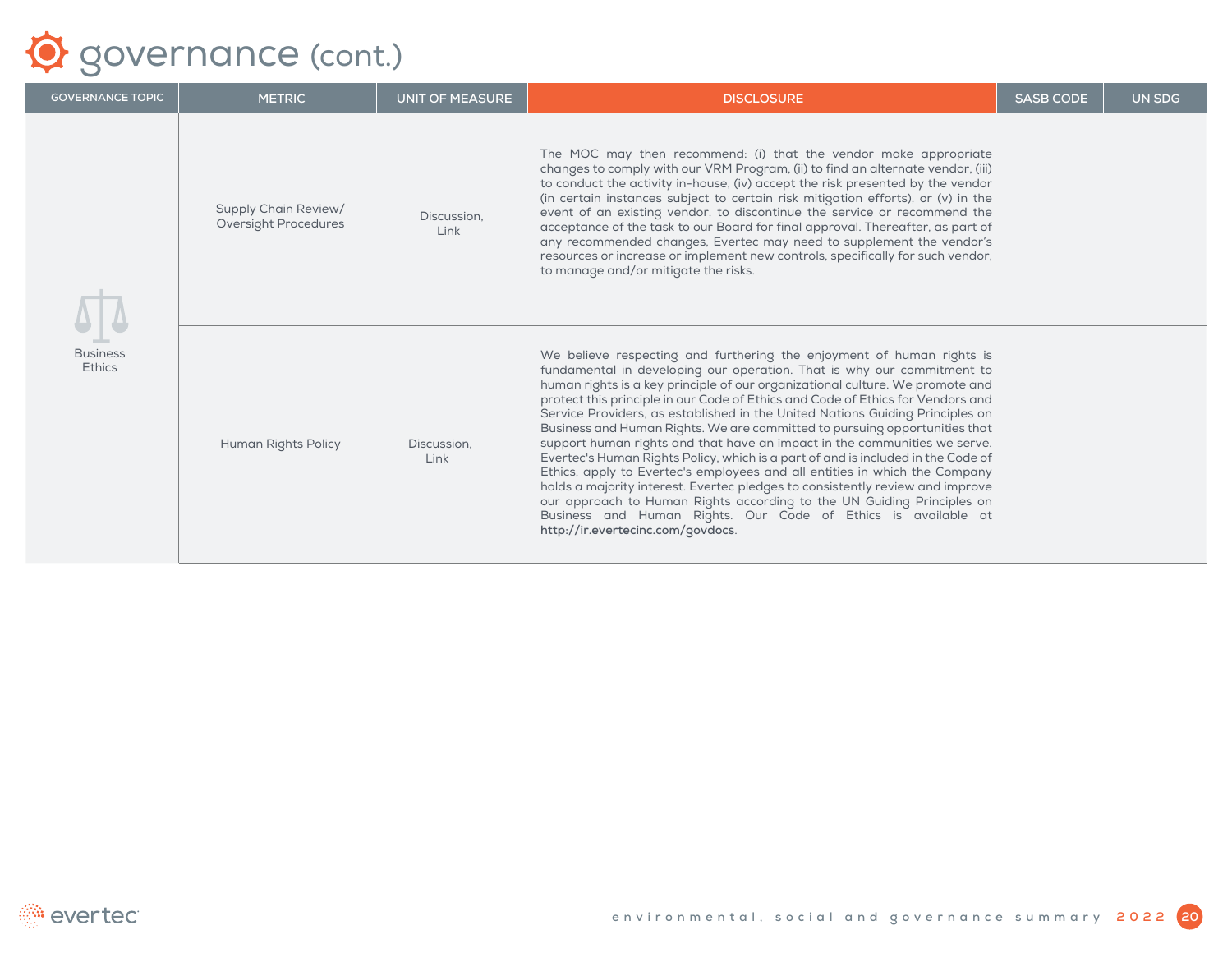# governance (cont.)

| GOVERNANCE TOPIC | METRIC | UNIT OF MEASURE | DISCLOSURE | SASB CODE | UN SDG |
|---|---|---|---|---|---|
| Business Ethics | Supply Chain Review/ Oversight Procedures | Discussion, Link | The MOC may then recommend: (i) that the vendor make appropriate changes to comply with our VRM Program, (ii) to find an alternate vendor, (iii) to conduct the activity in-house, (iv) accept the risk presented by the vendor (in certain instances subject to certain risk mitigation efforts), or (v) in the event of an existing vendor, to discontinue the service or recommend the acceptance of the task to our Board for final approval. Thereafter, as part of any recommended changes, Evertec may need to supplement the vendor's resources or increase or implement new controls, specifically for such vendor, to manage and/or mitigate the risks. | | |
| | Human Rights Policy | Discussion, Link | We believe respecting and furthering the enjoyment of human rights is fundamental in developing our operation. That is why our commitment to human rights is a key principle of our organizational culture. We promote and protect this principle in our Code of Ethics and Code of Ethics for Vendors and Service Providers, as established in the United Nations Guiding Principles on Business and Human Rights. We are committed to pursuing opportunities that support human rights and that have an impact in the communities we serve. Evertec's Human Rights Policy, which is a part of and is included in the Code of Ethics, apply to Evertec's employees and all entities in which the Company holds a majority interest. Evertec pledges to consistently review and improve our approach to Human Rights according to the UN Guiding Principles on Business and Human Rights. Our Code of Ethics is available at **http://ir.evertecinc.com/govdocs**. | | |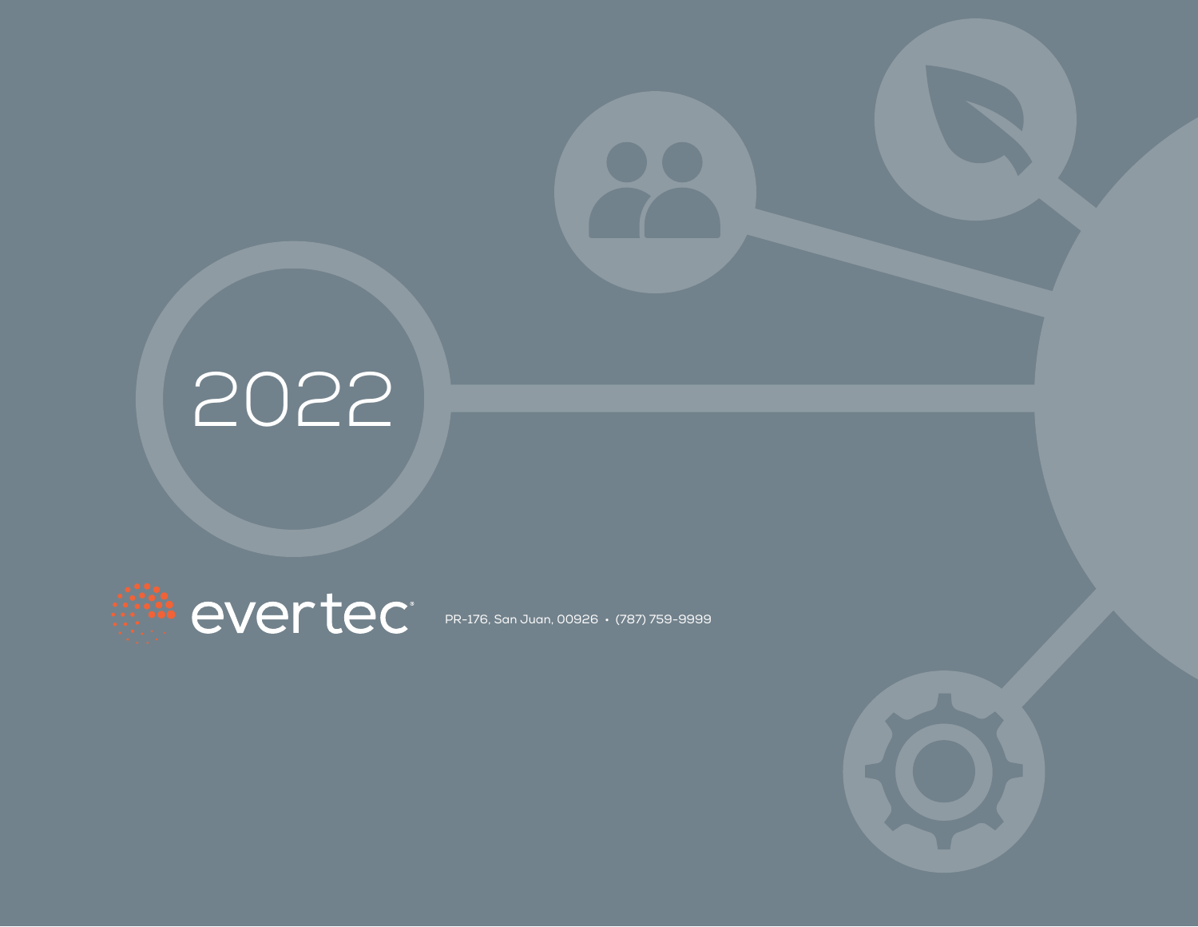2022

evertec

PR-176, San Juan, 00926 • (787) 759-9999